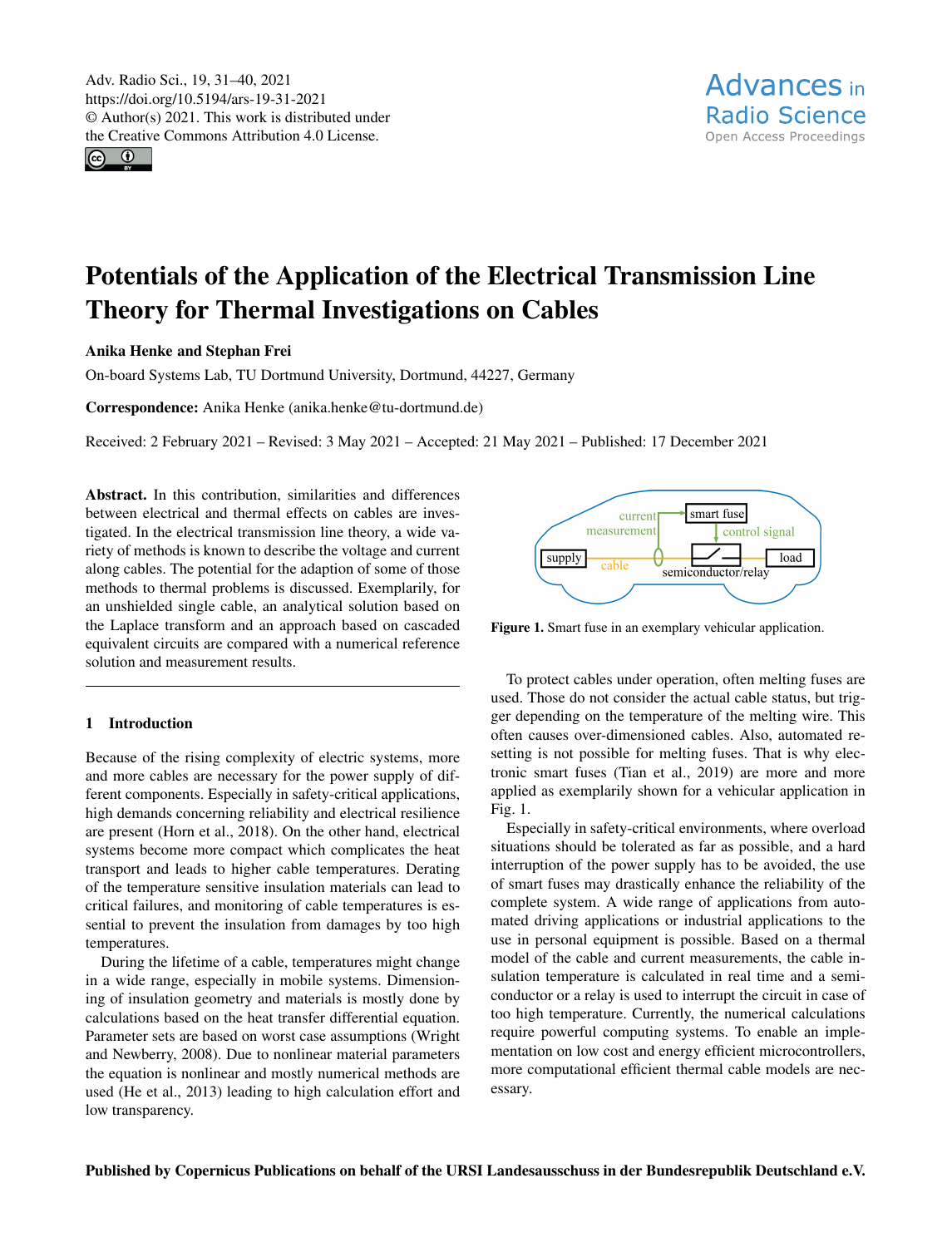Adv. Radio Sci., 19, 31–40, 2021
https://doi.org/10.5194/ars-19-31-2021
© Author(s) 2021. This work is distributed under
the Creative Commons Attribution 4.0 License.

# Potentials of the Application of the Electrical Transmission Line Theory for Thermal Investigations on Cables

**Anika Henke and Stephan Frei**

On-board Systems Lab, TU Dortmund University, Dortmund, 44227, Germany

**Correspondence:** Anika Henke (anika.henke@tu-dortmund.de)

Received: 2 February 2021 – Revised: 3 May 2021 – Accepted: 21 May 2021 – Published: 17 December 2021

**Abstract.** In this contribution, similarities and differences between electrical and thermal effects on cables are investigated. In the electrical transmission line theory, a wide variety of methods is known to describe the voltage and current along cables. The potential for the adaption of some of those methods to thermal problems is discussed. Exemplarily, for an unshielded single cable, an analytical solution based on the Laplace transform and an approach based on cascaded equivalent circuits are compared with a numerical reference solution and measurement results.

## 1 Introduction

Because of the rising complexity of electric systems, more and more cables are necessary for the power supply of different components. Especially in safety-critical applications, high demands concerning reliability and electrical resilience are present (Horn et al., 2018). On the other hand, electrical systems become more compact which complicates the heat transport and leads to higher cable temperatures. Derating of the temperature sensitive insulation materials can lead to critical failures, and monitoring of cable temperatures is essential to prevent the insulation from damages by too high temperatures.

During the lifetime of a cable, temperatures might change in a wide range, especially in mobile systems. Dimensioning of insulation geometry and materials is mostly done by calculations based on the heat transfer differential equation. Parameter sets are based on worst case assumptions (Wright and Newberry, 2008). Due to nonlinear material parameters the equation is nonlinear and mostly numerical methods are used (He et al., 2013) leading to high calculation effort and low transparency.

Figure 1. Smart fuse in an exemplary vehicular application.

To protect cables under operation, often melting fuses are used. Those do not consider the actual cable status, but trigger depending on the temperature of the melting wire. This often causes over-dimensioned cables. Also, automated resetting is not possible for melting fuses. That is why electronic smart fuses (Tian et al., 2019) are more and more applied as exemplary shown for a vehicular application in Fig. 1.

Especially in safety-critical environments, where overload situations should be tolerated as far as possible, and a hard interruption of the power supply has to be avoided, the use of smart fuses may drastically enhance the reliability of the complete system. A wide range of applications from automated driving applications or industrial applications to the use in personal equipment is possible. Based on a thermal model of the cable and current measurements, the cable insulation temperature is calculated in real time and a semiconductor or a relay is used to interrupt the circuit in case of too high temperature. Currently, the numerical calculations require powerful computing systems. To enable an implementation on low cost and energy efficient microcontrollers, more computational efficient thermal cable models are necessary.

Published by Copernicus Publications on behalf of the URSI Landesausschuss in der Bundesrepublik Deutschland e.V.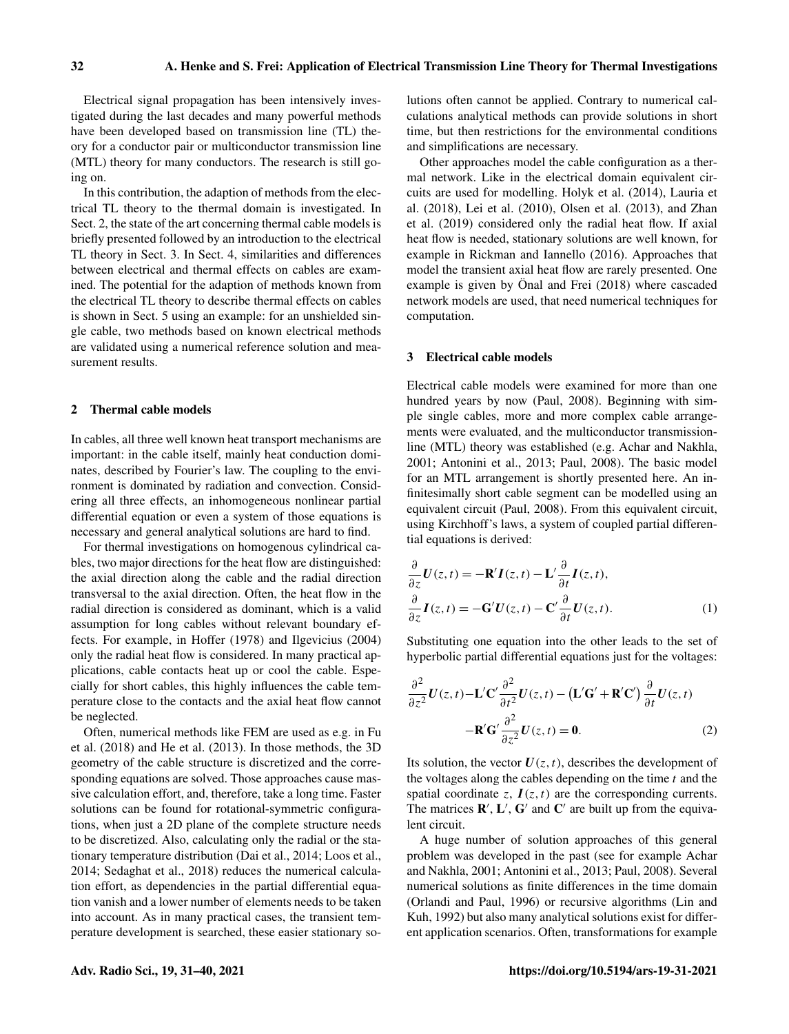Electrical signal propagation has been intensively investigated during the last decades and many powerful methods have been developed based on transmission line (TL) theory for a conductor pair or multiconductor transmission line (MTL) theory for many conductors. The research is still going on.

In this contribution, the adaption of methods from the electrical TL theory to the thermal domain is investigated. In Sect. 2, the state of the art concerning thermal cable models is briefly presented followed by an introduction to the electrical TL theory in Sect. 3. In Sect. 4, similarities and differences between electrical and thermal effects on cables are examined. The potential for the adaption of methods known from the electrical TL theory to describe thermal effects on cables is shown in Sect. 5 using an example: for an unshielded single cable, two methods based on known electrical methods are validated using a numerical reference solution and measurement results.

## 2 Thermal cable models

In cables, all three well known heat transport mechanisms are important: in the cable itself, mainly heat conduction dominates, described by Fourier's law. The coupling to the environment is dominated by radiation and convection. Considering all three effects, an inhomogeneous nonlinear partial differential equation or even a system of those equations is necessary and general analytical solutions are hard to find.

For thermal investigations on homogenous cylindrical cables, two major directions for the heat flow are distinguished: the axial direction along the cable and the radial direction transversal to the axial direction. Often, the heat flow in the radial direction is considered as dominant, which is a valid assumption for long cables without relevant boundary effects. For example, in Hoffer (1978) and Ilgevicius (2004) only the radial heat flow is considered. In many practical applications, cable contacts heat up or cool the cable. Especially for short cables, this highly influences the cable temperature close to the contacts and the axial heat flow cannot be neglected.

Often, numerical methods like FEM are used as e.g. in Fu et al. (2018) and He et al. (2013). In those methods, the 3D geometry of the cable structure is discretized and the corresponding equations are solved. Those approaches cause massive calculation effort, and, therefore, take a long time. Faster solutions can be found for rotational-symmetric configurations, when just a 2D plane of the complete structure needs to be discretized. Also, calculating only the radial or the stationary temperature distribution (Dai et al., 2014; Loos et al., 2014; Sedaghat et al., 2018) reduces the numerical calculation effort, as dependencies in the partial differential equation vanish and a lower number of elements needs to be taken into account. As in many practical cases, the transient temperature development is searched, these easier stationary solutions often cannot be applied. Contrary to numerical calculations analytical methods can provide solutions in short time, but then restrictions for the environmental conditions and simplifications are necessary.

Other approaches model the cable configuration as a thermal network. Like in the electrical domain equivalent circuits are used for modelling. Holyk et al. (2014), Lauria et al. (2018), Lei et al. (2010), Olsen et al. (2013), and Zhan et al. (2019) considered only the radial heat flow. If axial heat flow is needed, stationary solutions are well known, for example in Rickman and Iannello (2016). Approaches that model the transient axial heat flow are rarely presented. One example is given by Önal and Frei (2018) where cascaded network models are used, that need numerical techniques for computation.

## 3 Electrical cable models

Electrical cable models were examined for more than one hundred years by now (Paul, 2008). Beginning with simple single cables, more and more complex cable arrangements were evaluated, and the multiconductor transmission-line (MTL) theory was established (e.g. Achar and Nakhla, 2001; Antonini et al., 2013; Paul, 2008). The basic model for an MTL arrangement is shortly presented here. An infinitesimally short cable segment can be modelled using an equivalent circuit (Paul, 2008). From this equivalent circuit, using Kirchhoff's laws, a system of coupled partial differential equations is derived:

$$
\begin{aligned}
\frac{\partial}{\partial z}\boldsymbol{U}(z,t) &= -\mathbf{R}'\boldsymbol{I}(z,t) - \mathbf{L}'\frac{\partial}{\partial t}\boldsymbol{I}(z,t), \\
\frac{\partial}{\partial z}\boldsymbol{I}(z,t) &= -\mathbf{G}'\boldsymbol{U}(z,t) - \mathbf{C}'\frac{\partial}{\partial t}\boldsymbol{U}(z,t).
\end{aligned} \tag{1}
$$

Substituting one equation into the other leads to the set of hyperbolic partial differential equations just for the voltages:

$$
\begin{aligned}
\frac{\partial^2}{\partial z^2}\boldsymbol{U}(z,t) - \mathbf{L}'\mathbf{C}'\frac{\partial^2}{\partial t^2}\boldsymbol{U}(z,t) - \left(\mathbf{L}'\mathbf{G}' + \mathbf{R}'\mathbf{C}'\right)\frac{\partial}{\partial t}\boldsymbol{U}(z,t) \\
-\mathbf{R}'\mathbf{G}'\frac{\partial^2}{\partial z^2}\boldsymbol{U}(z,t) = \mathbf{0}.
\end{aligned} \tag{2}
$$

Its solution, the vector $\boldsymbol{U}(z,t)$, describes the development of the voltages along the cables depending on the time $t$ and the spatial coordinate $z$, $\boldsymbol{I}(z,t)$ are the corresponding currents. The matrices $\mathbf{R}'$, $\mathbf{L}'$, $\mathbf{G}'$ and $\mathbf{C}'$ are built up from the equivalent circuit.

A huge number of solution approaches of this general problem was developed in the past (see for example Achar and Nakhla, 2001; Antonini et al., 2013; Paul, 2008). Several numerical solutions as finite differences in the time domain (Orlandi and Paul, 1996) or recursive algorithms (Lin and Kuh, 1992) but also many analytical solutions exist for different application scenarios. Often, transformations for example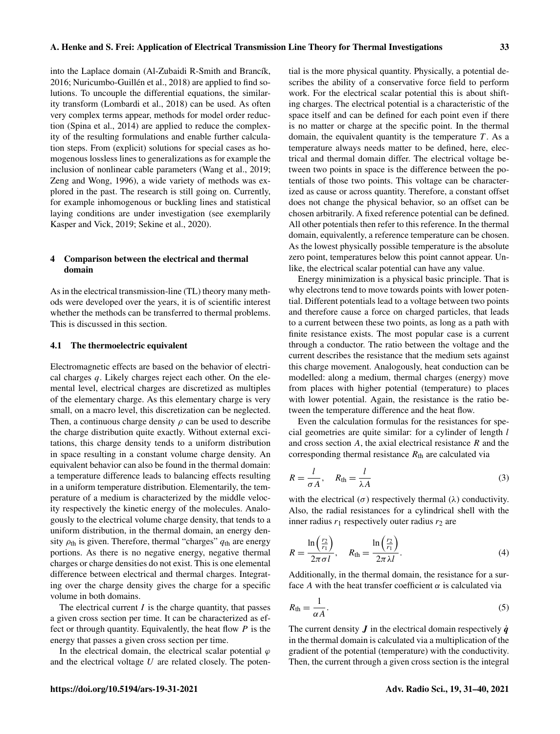into the Laplace domain (Al-Zubaidi R-Smith and Brancík, 2016; Nuricumbo-Guillén et al., 2018) are applied to find solutions. To uncouple the differential equations, the similarity transform (Lombardi et al., 2018) can be used. As often very complex terms appear, methods for model order reduction (Spina et al., 2014) are applied to reduce the complexity of the resulting formulations and enable further calculation steps. From (explicit) solutions for special cases as homogenous lossless lines to generalizations as for example the inclusion of nonlinear cable parameters (Wang et al., 2019; Zeng and Wong, 1996), a wide variety of methods was explored in the past. The research is still going on. Currently, for example inhomogenous or buckling lines and statistical laying conditions are under investigation (see exemplarily Kasper and Vick, 2019; Sekine et al., 2020).

## 4 Comparison between the electrical and thermal domain

As in the electrical transmission-line (TL) theory many methods were developed over the years, it is of scientific interest whether the methods can be transferred to thermal problems. This is discussed in this section.

### 4.1 The thermoelectric equivalent

Electromagnetic effects are based on the behavior of electrical charges $q$. Likely charges reject each other. On the elemental level, electrical charges are discretized as multiples of the elementary charge. As this elementary charge is very small, on a macro level, this discretization can be neglected. Then, a continuous charge density $\rho$ can be used to describe the charge distribution quite exactly. Without external excitations, this charge density tends to a uniform distribution in space resulting in a constant volume charge density. An equivalent behavior can also be found in the thermal domain: a temperature difference leads to balancing effects resulting in a uniform temperature distribution. Elementarily, the temperature of a medium is characterized by the middle velocity respectively the kinetic energy of the molecules. Analogously to the electrical volume charge density, that tends to a uniform distribution, in the thermal domain, an energy density $\rho_{\mathrm{th}}$ is given. Therefore, thermal "charges" $q_{\mathrm{th}}$ are energy portions. As there is no negative energy, negative thermal charges or charge densities do not exist. This is one elemental difference between electrical and thermal charges. Integrating over the charge density gives the charge for a specific volume in both domains.

The electrical current $I$ is the charge quantity, that passes a given cross section per time. It can be characterized as effect or through quantity. Equivalently, the heat flow $P$ is the energy that passes a given cross section per time.

In the electrical domain, the electrical scalar potential $\varphi$ and the electrical voltage $U$ are related closely. The potential is the more physical quantity. Physically, a potential describes the ability of a conservative force field to perform work. For the electrical scalar potential this is about shifting charges. The electrical potential is a characteristic of the space itself and can be defined for each point even if there is no matter or charge at the specific point. In the thermal domain, the equivalent quantity is the temperature $T$. As a temperature always needs matter to be defined, here, electrical and thermal domain differ. The electrical voltage between two points in space is the difference between the potentials of those two points. This voltage can be characterized as cause or across quantity. Therefore, a constant offset does not change the physical behavior, so an offset can be chosen arbitrarily. A fixed reference potential can be defined. All other potentials then refer to this reference. In the thermal domain, equivalently, a reference temperature can be chosen. As the lowest physically possible temperature is the absolute zero point, temperatures below this point cannot appear. Unlike, the electrical scalar potential can have any value.

Energy minimization is a physical basic principle. That is why electrons tend to move towards points with lower potential. Different potentials lead to a voltage between two points and therefore cause a force on charged particles, that leads to a current between these two points, as long as a path with finite resistance exists. The most popular case is a current through a conductor. The ratio between the voltage and the current describes the resistance that the medium sets against this charge movement. Analogously, heat conduction can be modelled: along a medium, thermal charges (energy) move from places with higher potential (temperature) to places with lower potential. Again, the resistance is the ratio between the temperature difference and the heat flow.

Even the calculation formulas for the resistances for special geometries are quite similar: for a cylinder of length $l$ and cross section $A$, the axial electrical resistance $R$ and the corresponding thermal resistance $R_{\mathrm{th}}$ are calculated via

$$R = \frac{l}{\sigma A}, \quad R_{\mathrm{th}} = \frac{l}{\lambda A} \tag{3}$$

with the electrical ($\sigma$) respectively thermal ($\lambda$) conductivity. Also, the radial resistances for a cylindrical shell with the inner radius $r_1$ respectively outer radius $r_2$ are

$$R = \frac{\ln\left(\frac{r_2}{r_1}\right)}{2\pi\sigma l}, \quad R_{\mathrm{th}} = \frac{\ln\left(\frac{r_2}{r_1}\right)}{2\pi\lambda l}. \tag{4}$$

Additionally, in the thermal domain, the resistance for a surface $A$ with the heat transfer coefficient $\alpha$ is calculated via

$$R_{\mathrm{th}} = \frac{1}{\alpha A}. \tag{5}$$

The current density $\boldsymbol{J}$ in the electrical domain respectively $\dot{\boldsymbol{q}}$ in the thermal domain is calculated via a multiplication of the gradient of the potential (temperature) with the conductivity. Then, the current through a given cross section is the integral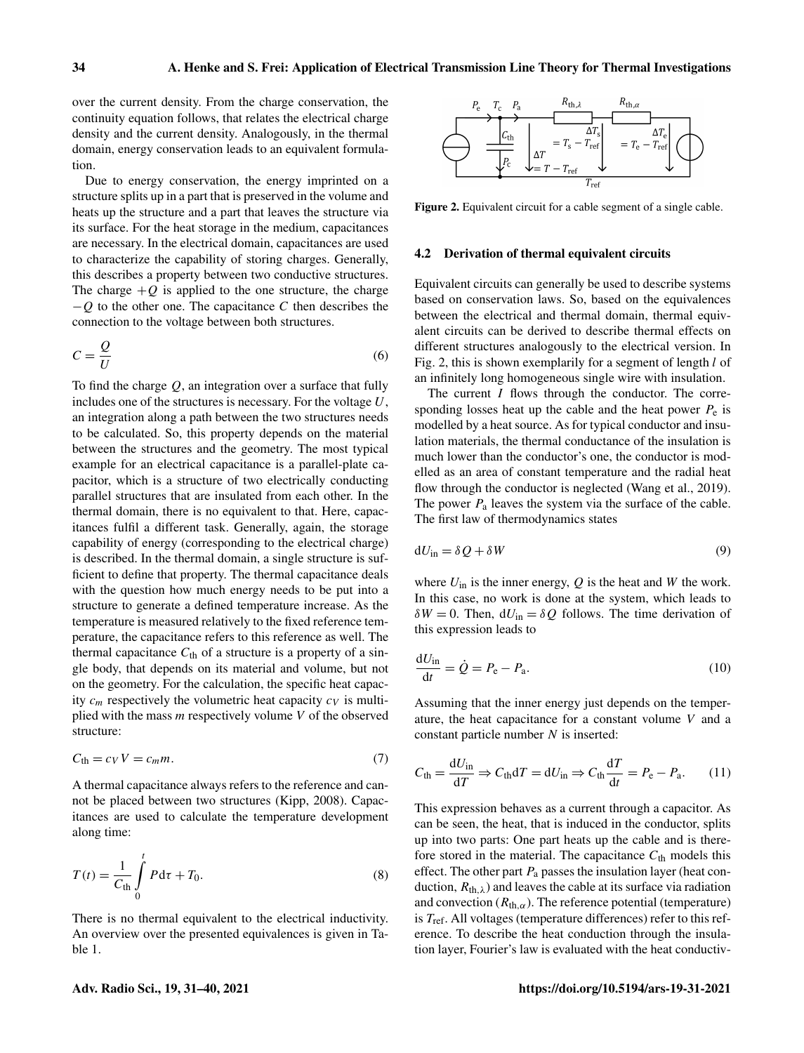over the current density. From the charge conservation, the continuity equation follows, that relates the electrical charge density and the current density. Analogously, in the thermal domain, energy conservation leads to an equivalent formulation.

Due to energy conservation, the energy imprinted on a structure splits up in a part that is preserved in the volume and heats up the structure and a part that leaves the structure via its surface. For the heat storage in the medium, capacitances are necessary. In the electrical domain, capacitances are used to characterize the capability of storing charges. Generally, this describes a property between two conductive structures. The charge $+Q$ is applied to the one structure, the charge $-Q$ to the other one. The capacitance $C$ then describes the connection to the voltage between both structures.

$$C = \frac{Q}{U} \tag{6}$$

To find the charge $Q$, an integration over a surface that fully includes one of the structures is necessary. For the voltage $U$, an integration along a path between the two structures needs to be calculated. So, this property depends on the material between the structures and the geometry. The most typical example for an electrical capacitance is a parallel-plate capacitor, which is a structure of two electrically conducting parallel structures that are insulated from each other. In the thermal domain, there is no equivalent to that. Here, capacitances fulfil a different task. Generally, again, the storage capability of energy (corresponding to the electrical charge) is described. In the thermal domain, a single structure is sufficient to define that property. The thermal capacitance deals with the question how much energy needs to be put into a structure to generate a defined temperature increase. As the temperature is measured relatively to the fixed reference temperature, the capacitance refers to this reference as well. The thermal capacitance $C_{\mathrm{th}}$ of a structure is a property of a single body, that depends on its material and volume, but not on the geometry. For the calculation, the specific heat capacity $c_m$ respectively the volumetric heat capacity $c_V$ is multiplied with the mass $m$ respectively volume $V$ of the observed structure:

$$C_{\mathrm{th}} = c_V V = c_m m. \tag{7}$$

A thermal capacitance always refers to the reference and cannot be placed between two structures (Kipp, 2008). Capacitances are used to calculate the temperature development along time:

$$T(t) = \frac{1}{C_{\mathrm{th}}} \int_0^t P \, \mathrm{d}\tau + T_0. \tag{8}$$

There is no thermal equivalent to the electrical inductivity. An overview over the presented equivalences is given in Table 1.

**Figure 2.** Equivalent circuit for a cable segment of a single cable.

### 4.2 Derivation of thermal equivalent circuits

Equivalent circuits can generally be used to describe systems based on conservation laws. So, based on the equivalences between the electrical and thermal domain, thermal equivalent circuits can be derived to describe thermal effects on different structures analogously to the electrical version. In Fig. 2, this is shown exemplarily for a segment of length $l$ of an infinitely long homogeneous single wire with insulation.

The current $I$ flows through the conductor. The corresponding losses heat up the cable and the heat power $P_{\mathrm{e}}$ is modelled by a heat source. As for typical conductor and insulation materials, the thermal conductance of the insulation is much lower than the conductor's one, the conductor is modelled as an area of constant temperature and the radial heat flow through the conductor is neglected (Wang et al., 2019). The power $P_{\mathrm{a}}$ leaves the system via the surface of the cable. The first law of thermodynamics states

$$\mathrm{d}U_{\mathrm{in}} = \delta Q + \delta W \tag{9}$$

where $U_{\mathrm{in}}$ is the inner energy, $Q$ is the heat and $W$ the work. In this case, no work is done at the system, which leads to $\delta W = 0$. Then, $\mathrm{d}U_{\mathrm{in}} = \delta Q$ follows. The time derivation of this expression leads to

$$\frac{\mathrm{d}U_{\mathrm{in}}}{\mathrm{d}t} = \dot{Q} = P_{\mathrm{e}} - P_{\mathrm{a}}. \tag{10}$$

Assuming that the inner energy just depends on the temperature, the heat capacitance for a constant volume $V$ and a constant particle number $N$ is inserted:

$$C_{\mathrm{th}} = \frac{\mathrm{d}U_{\mathrm{in}}}{\mathrm{d}T} \Rightarrow C_{\mathrm{th}} \mathrm{d}T = \mathrm{d}U_{\mathrm{in}} \Rightarrow C_{\mathrm{th}} \frac{\mathrm{d}T}{\mathrm{d}t} = P_{\mathrm{e}} - P_{\mathrm{a}}. \tag{11}$$

This expression behaves as a current through a capacitor. As can be seen, the heat, that is induced in the conductor, splits up into two parts: One part heats up the cable and is therefore stored in the material. The capacitance $C_{\mathrm{th}}$ models this effect. The other part $P_{\mathrm{a}}$ passes the insulation layer (heat conduction, $R_{\mathrm{th},\lambda}$) and leaves the cable at its surface via radiation and convection ($R_{\mathrm{th},\alpha}$). The reference potential (temperature) is $T_{\mathrm{ref}}$. All voltages (temperature differences) refer to this reference. To describe the heat conduction through the insulation layer, Fourier's law is evaluated with the heat conductiv-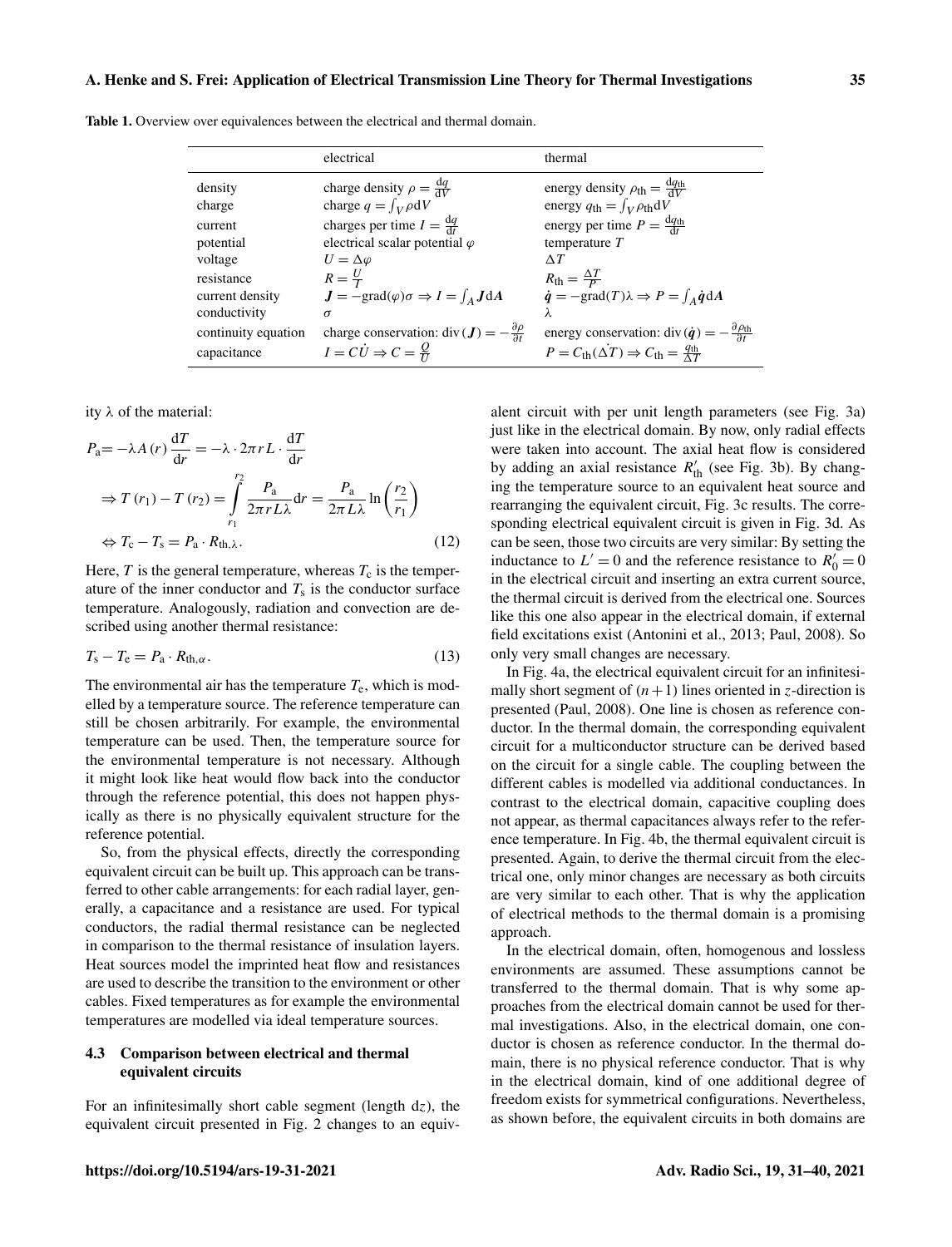**Table 1.** Overview over equivalences between the electrical and thermal domain.

| | electrical | thermal |
|---|---|---|
| density | charge density $\rho = \frac{\mathrm{d}q}{\mathrm{d}V}$ | energy density $\rho_{\mathrm{th}} = \frac{\mathrm{d}q_{\mathrm{th}}}{\mathrm{d}V}$ |
| charge | charge $q = \int_V \rho \mathrm{d}V$ | energy $q_{\mathrm{th}} = \int_V \rho_{\mathrm{th}} \mathrm{d}V$ |
| current | charges per time $I = \frac{\mathrm{d}q}{\mathrm{d}t}$ | energy per time $P = \frac{\mathrm{d}q_{\mathrm{th}}}{\mathrm{d}t}$ |
| potential | electrical scalar potential $\varphi$ | temperature $T$ |
| voltage | $U = \Delta\varphi$ | $\Delta T$ |
| resistance | $R = \frac{U}{I}$ | $R_{\mathrm{th}} = \frac{\Delta T}{P}$ |
| current density | $\boldsymbol{J} = -\mathrm{grad}(\varphi)\sigma \Rightarrow I = \int_A \boldsymbol{J} \mathrm{d}\boldsymbol{A}$ | $\dot{\boldsymbol{q}} = -\mathrm{grad}(T)\lambda \Rightarrow P = \int_A \dot{\boldsymbol{q}} \mathrm{d}\boldsymbol{A}$ |
| conductivity | $\sigma$ | $\lambda$ |
| continuity equation | charge conservation: $\mathrm{div}(\boldsymbol{J}) = -\frac{\partial \rho}{\partial t}$ | energy conservation: $\mathrm{div}(\dot{\boldsymbol{q}}) = -\frac{\partial \rho_{\mathrm{th}}}{\partial t}$ |
| capacitance | $I = C\dot{U} \Rightarrow C = \frac{Q}{U}$ | $P = C_{\mathrm{th}}(\dot{\Delta T}) \Rightarrow C_{\mathrm{th}} = \frac{q_{\mathrm{th}}}{\Delta T}$ |

ity $\lambda$ of the material:

$$P_{\mathrm{a}} = -\lambda A(r) \frac{\mathrm{d}T}{\mathrm{d}r} = -\lambda \cdot 2\pi r L \cdot \frac{\mathrm{d}T}{\mathrm{d}r}$$

$$\Rightarrow T(r_1) - T(r_2) = \int_{r_1}^{r_2} \frac{P_{\mathrm{a}}}{2\pi r L \lambda} \mathrm{d}r = \frac{P_{\mathrm{a}}}{2\pi L \lambda} \ln\left(\frac{r_2}{r_1}\right)$$

$$\Leftrightarrow T_{\mathrm{c}} - T_{\mathrm{s}} = P_{\mathrm{a}} \cdot R_{\mathrm{th},\lambda}. \tag{12}$$

Here, $T$ is the general temperature, whereas $T_{\mathrm{c}}$ is the temperature of the inner conductor and $T_{\mathrm{s}}$ is the conductor surface temperature. Analogously, radiation and convection are described using another thermal resistance:

$$T_{\mathrm{s}} - T_{\mathrm{e}} = P_{\mathrm{a}} \cdot R_{\mathrm{th},\alpha}. \tag{13}$$

The environmental air has the temperature $T_{\mathrm{e}}$, which is modelled by a temperature source. The reference temperature can still be chosen arbitrarily. For example, the environmental temperature can be used. Then, the temperature source for the environmental temperature is not necessary. Although it might look like heat would flow back into the conductor through the reference potential, this does not happen physically as there is no physically equivalent structure for the reference potential.

So, from the physical effects, directly the corresponding equivalent circuit can be built up. This approach can be transferred to other cable arrangements: for each radial layer, generally, a capacitance and a resistance are used. For typical conductors, the radial thermal resistance can be neglected in comparison to the thermal resistance of insulation layers. Heat sources model the imprinted heat flow and resistances are used to describe the transition to the environment or other cables. Fixed temperatures as for example the environmental temperatures are modelled via ideal temperature sources.

### 4.3 Comparison between electrical and thermal equivalent circuits

For an infinitesimally short cable segment (length $\mathrm{d}z$), the equivalent circuit presented in Fig. 2 changes to an equivalent circuit with per unit length parameters (see Fig. 3a) just like in the electrical domain. By now, only radial effects were taken into account. The axial heat flow is considered by adding an axial resistance $R'_{\mathrm{th}}$ (see Fig. 3b). By changing the temperature source to an equivalent heat source and rearranging the equivalent circuit, Fig. 3c results. The corresponding electrical equivalent circuit is given in Fig. 3d. As can be seen, those two circuits are very similar: By setting the inductance to $L' = 0$ and the reference resistance to $R'_0 = 0$ in the electrical circuit and inserting an extra current source, the thermal circuit is derived from the electrical one. Sources like this one also appear in the electrical domain, if external field excitations exist (Antonini et al., 2013; Paul, 2008). So only very small changes are necessary.

In Fig. 4a, the electrical equivalent circuit for an infinitesimally short segment of $(n+1)$ lines oriented in $z$-direction is presented (Paul, 2008). One line is chosen as reference conductor. In the thermal domain, the corresponding equivalent circuit for a multiconductor structure can be derived based on the circuit for a single cable. The coupling between the different cables is modelled via additional conductances. In contrast to the electrical domain, capacitive coupling does not appear, as thermal capacitances always refer to the reference temperature. In Fig. 4b, the thermal equivalent circuit is presented. Again, to derive the thermal circuit from the electrical one, only minor changes are necessary as both circuits are very similar to each other. That is why the application of electrical methods to the thermal domain is a promising approach.

In the electrical domain, often, homogenous and lossless environments are assumed. These assumptions cannot be transferred to the thermal domain. That is why some approaches from the electrical domain cannot be used for thermal investigations. Also, in the electrical domain, one conductor is chosen as reference conductor. In the thermal domain, there is no physical reference conductor. That is why in the electrical domain, kind of one additional degree of freedom exists for symmetrical configurations. Nevertheless, as shown before, the equivalent circuits in both domains are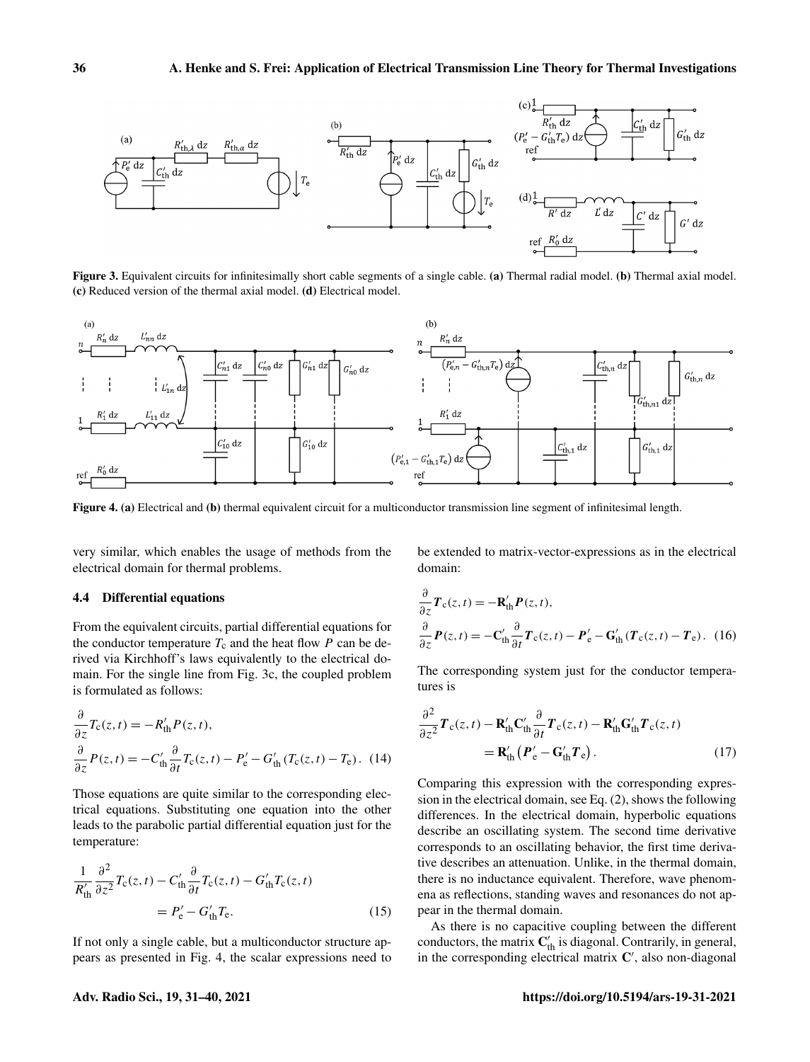Figure 3. Equivalent circuits for infinitesimally short cable segments of a single cable. **(a)** Thermal radial model. **(b)** Thermal axial model. **(c)** Reduced version of the thermal axial model. **(d)** Electrical model.

Figure 4. **(a)** Electrical and **(b)** thermal equivalent circuit for a multiconductor transmission line segment of infinitesimal length.

very similar, which enables the usage of methods from the electrical domain for thermal problems.

### 4.4 Differential equations

From the equivalent circuits, partial differential equations for the conductor temperature $T_\mathrm{c}$ and the heat flow $P$ can be derived via Kirchhoff's laws equivalently to the electrical domain. For the single line from Fig. 3c, the coupled problem is formulated as follows:

$$\frac{\partial}{\partial z} T_\mathrm{c}(z,t) = -R'_\mathrm{th} P(z,t),$$
$$\frac{\partial}{\partial z} P(z,t) = -C'_\mathrm{th} \frac{\partial}{\partial t} T_\mathrm{c}(z,t) - P'_\mathrm{e} - G'_\mathrm{th}\left(T_\mathrm{c}(z,t) - T_\mathrm{e}\right). \quad (14)$$

Those equations are quite similar to the corresponding electrical equations. Substituting one equation into the other leads to the parabolic partial differential equation just for the temperature:

$$\frac{1}{R'_\mathrm{th}} \frac{\partial^2}{\partial z^2} T_\mathrm{c}(z,t) - C'_\mathrm{th} \frac{\partial}{\partial t} T_\mathrm{c}(z,t) - G'_\mathrm{th} T_\mathrm{c}(z,t) = P'_\mathrm{e} - G'_\mathrm{th} T_\mathrm{e}. \quad (15)$$

If not only a single cable, but a multiconductor structure appears as presented in Fig. 4, the scalar expressions need to be extended to matrix-vector-expressions as in the electrical domain:

$$\frac{\partial}{\partial z} \boldsymbol{T}_\mathrm{c}(z,t) = -\mathbf{R}'_\mathrm{th} \boldsymbol{P}(z,t),$$
$$\frac{\partial}{\partial z} \boldsymbol{P}(z,t) = -\mathbf{C}'_\mathrm{th} \frac{\partial}{\partial t} \boldsymbol{T}_\mathrm{c}(z,t) - \boldsymbol{P}'_\mathrm{e} - \mathbf{G}'_\mathrm{th}\left(\boldsymbol{T}_\mathrm{c}(z,t) - \boldsymbol{T}_\mathrm{e}\right). \quad (16)$$

The corresponding system just for the conductor temperatures is

$$\frac{\partial^2}{\partial z^2} \boldsymbol{T}_\mathrm{c}(z,t) - \mathbf{R}'_\mathrm{th}\mathbf{C}'_\mathrm{th} \frac{\partial}{\partial t} \boldsymbol{T}_\mathrm{c}(z,t) - \mathbf{R}'_\mathrm{th}\mathbf{G}'_\mathrm{th} \boldsymbol{T}_\mathrm{c}(z,t) = \mathbf{R}'_\mathrm{th}\left(\boldsymbol{P}'_\mathrm{e} - \mathbf{G}'_\mathrm{th}\boldsymbol{T}_\mathrm{e}\right). \quad (17)$$

Comparing this expression with the corresponding expression in the electrical domain, see Eq. (2), shows the following differences. In the electrical domain, hyperbolic equations describe an oscillating system. The second time derivative corresponds to an oscillating behavior, the first time derivative describes an attenuation. Unlike, in the thermal domain, there is no inductance equivalent. Therefore, wave phenomena as reflections, standing waves and resonances do not appear in the thermal domain.

As there is no capacitive coupling between the different conductors, the matrix $\mathbf{C}'_\mathrm{th}$ is diagonal. Contrarily, in general, in the corresponding electrical matrix $\mathbf{C}'$, also non-diagonal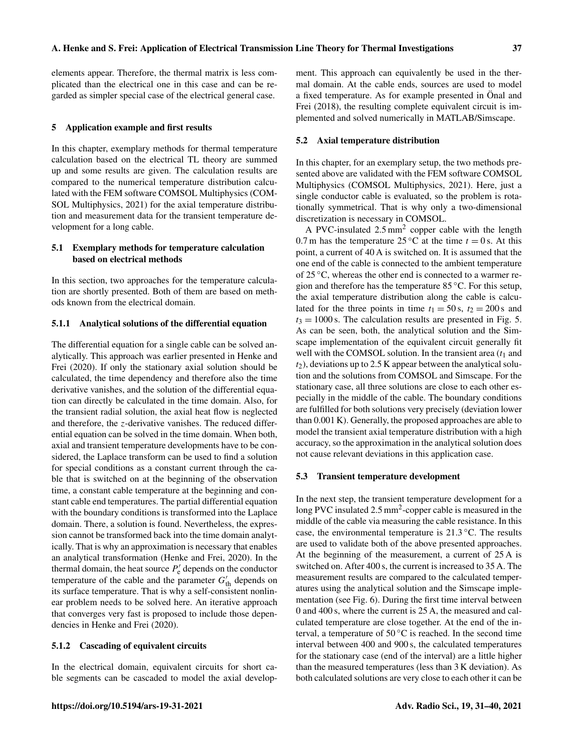elements appear. Therefore, the thermal matrix is less complicated than the electrical one in this case and can be regarded as simpler special case of the electrical general case.

## 5 Application example and first results

In this chapter, exemplary methods for thermal temperature calculation based on the electrical TL theory are summed up and some results are given. The calculation results are compared to the numerical temperature distribution calculated with the FEM software COMSOL Multiphysics (COMSOL Multiphysics, 2021) for the axial temperature distribution and measurement data for the transient temperature development for a long cable.

### 5.1 Exemplary methods for temperature calculation based on electrical methods

In this section, two approaches for the temperature calculation are shortly presented. Both of them are based on methods known from the electrical domain.

#### 5.1.1 Analytical solutions of the differential equation

The differential equation for a single cable can be solved analytically. This approach was earlier presented in Henke and Frei (2020). If only the stationary axial solution should be calculated, the time dependency and therefore also the time derivative vanishes, and the solution of the differential equation can directly be calculated in the time domain. Also, for the transient radial solution, the axial heat flow is neglected and therefore, the $z$-derivative vanishes. The reduced differential equation can be solved in the time domain. When both, axial and transient temperature developments have to be considered, the Laplace transform can be used to find a solution for special conditions as a constant current through the cable that is switched on at the beginning of the observation time, a constant cable temperature at the beginning and constant cable end temperatures. The partial differential equation with the boundary conditions is transformed into the Laplace domain. There, a solution is found. Nevertheless, the expression cannot be transformed back into the time domain analytically. That is why an approximation is necessary that enables an analytical transformation (Henke and Frei, 2020). In the thermal domain, the heat source $P'_{\mathrm{e}}$ depends on the conductor temperature of the cable and the parameter $G'_{\mathrm{th}}$ depends on its surface temperature. That is why a self-consistent nonlinear problem needs to be solved here. An iterative approach that converges very fast is proposed to include those dependencies in Henke and Frei (2020).

#### 5.1.2 Cascading of equivalent circuits

In the electrical domain, equivalent circuits for short cable segments can be cascaded to model the axial development. This approach can equivalently be used in the thermal domain. At the cable ends, sources are used to model a fixed temperature. As for example presented in Önal and Frei (2018), the resulting complete equivalent circuit is implemented and solved numerically in MATLAB/Simscape.

### 5.2 Axial temperature distribution

In this chapter, for an exemplary setup, the two methods presented above are validated with the FEM software COMSOL Multiphysics (COMSOL Multiphysics, 2021). Here, just a single conductor cable is evaluated, so the problem is rotationally symmetrical. That is why only a two-dimensional discretization is necessary in COMSOL.

A PVC-insulated $2.5\,\mathrm{mm}^2$ copper cable with the length $0.7\,\mathrm{m}$ has the temperature $25\,^{\circ}\mathrm{C}$ at the time $t = 0\,\mathrm{s}$. At this point, a current of $40\,\mathrm{A}$ is switched on. It is assumed that the one end of the cable is connected to the ambient temperature of $25\,^{\circ}\mathrm{C}$, whereas the other end is connected to a warmer region and therefore has the temperature $85\,^{\circ}\mathrm{C}$. For this setup, the axial temperature distribution along the cable is calculated for the three points in time $t_1 = 50\,\mathrm{s}$, $t_2 = 200\,\mathrm{s}$ and $t_3 = 1000\,\mathrm{s}$. The calculation results are presented in Fig. 5. As can be seen, both, the analytical solution and the Simscape implementation of the equivalent circuit generally fit well with the COMSOL solution. In the transient area ($t_1$ and $t_2$), deviations up to $2.5\,\mathrm{K}$ appear between the analytical solution and the solutions from COMSOL and Simscape. For the stationary case, all three solutions are close to each other especially in the middle of the cable. The boundary conditions are fulfilled for both solutions very precisely (deviation lower than $0.001\,\mathrm{K}$). Generally, the proposed approaches are able to model the transient axial temperature distribution with a high accuracy, so the approximation in the analytical solution does not cause relevant deviations in this application case.

### 5.3 Transient temperature development

In the next step, the transient temperature development for a long PVC insulated $2.5\,\mathrm{mm}^2$-copper cable is measured in the middle of the cable via measuring the cable resistance. In this case, the environmental temperature is $21.3\,^{\circ}\mathrm{C}$. The results are used to validate both of the above presented approaches. At the beginning of the measurement, a current of $25\,\mathrm{A}$ is switched on. After $400\,\mathrm{s}$, the current is increased to $35\,\mathrm{A}$. The measurement results are compared to the calculated temperatures using the analytical solution and the Simscape implementation (see Fig. 6). During the first time interval between 0 and $400\,\mathrm{s}$, where the current is $25\,\mathrm{A}$, the measured and calculated temperature are close together. At the end of the interval, a temperature of $50\,^{\circ}\mathrm{C}$ is reached. In the second time interval between 400 and $900\,\mathrm{s}$, the calculated temperatures for the stationary case (end of the interval) are a little higher than the measured temperatures (less than $3\,\mathrm{K}$ deviation). As both calculated solutions are very close to each other it can be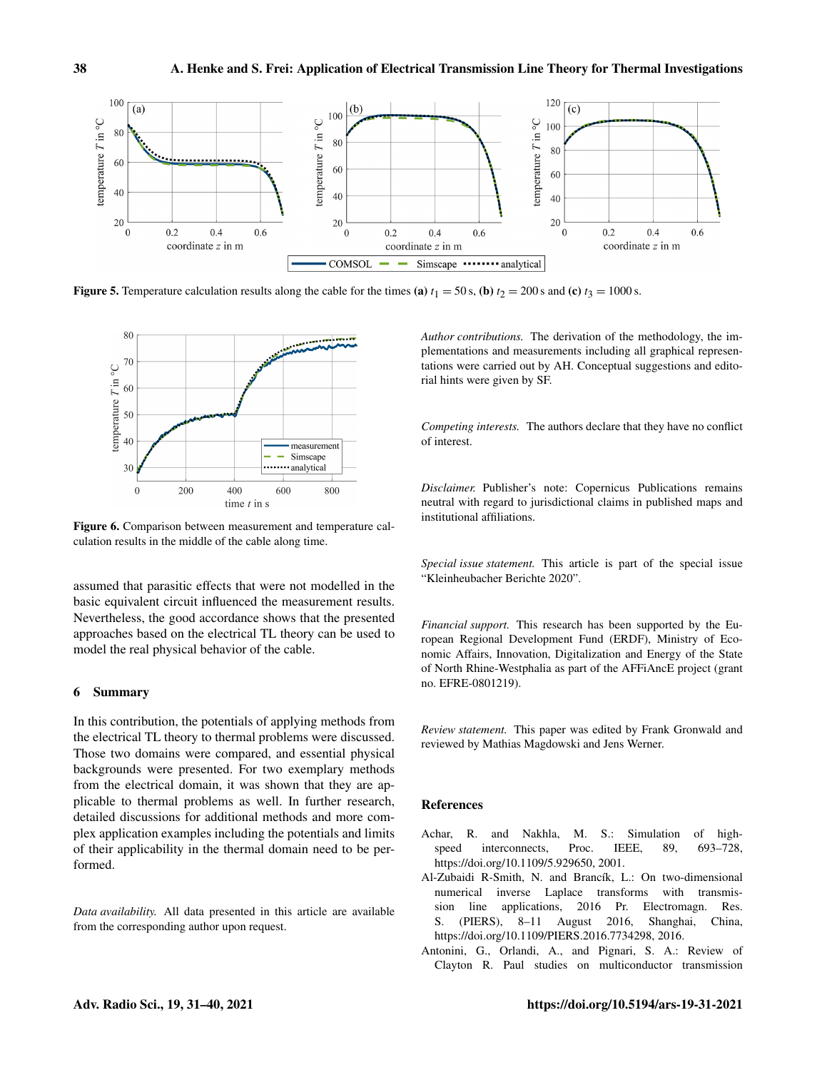**Figure 5.** Temperature calculation results along the cable for the times **(a)** $t_1 = 50\,\mathrm{s}$, **(b)** $t_2 = 200\,\mathrm{s}$ and **(c)** $t_3 = 1000\,\mathrm{s}$.

**Figure 6.** Comparison between measurement and temperature calculation results in the middle of the cable along time.

assumed that parasitic effects that were not modelled in the basic equivalent circuit influenced the measurement results. Nevertheless, the good accordance shows that the presented approaches based on the electrical TL theory can be used to model the real physical behavior of the cable.

## 6 Summary

In this contribution, the potentials of applying methods from the electrical TL theory to thermal problems were discussed. Those two domains were compared, and essential physical backgrounds were presented. For two exemplary methods from the electrical domain, it was shown that they are applicable to thermal problems as well. In further research, detailed discussions for additional methods and more complex application examples including the potentials and limits of their applicability in the thermal domain need to be performed.

*Data availability.* All data presented in this article are available from the corresponding author upon request.

*Author contributions.* The derivation of the methodology, the implementations and measurements including all graphical representations were carried out by AH. Conceptual suggestions and editorial hints were given by SF.

*Competing interests.* The authors declare that they have no conflict of interest.

*Disclaimer.* Publisher's note: Copernicus Publications remains neutral with regard to jurisdictional claims in published maps and institutional affiliations.

*Special issue statement.* This article is part of the special issue "Kleinheubacher Berichte 2020".

*Financial support.* This research has been supported by the European Regional Development Fund (ERDF), Ministry of Economic Affairs, Innovation, Digitalization and Energy of the State of North Rhine-Westphalia as part of the AFFiAncE project (grant no. EFRE-0801219).

*Review statement.* This paper was edited by Frank Gronwald and reviewed by Mathias Magdowski and Jens Werner.

## References

Achar, R. and Nakhla, M. S.: Simulation of high-speed interconnects, Proc. IEEE, 89, 693–728, https://doi.org/10.1109/5.929650, 2001.

Al-Zubaidi R-Smith, N. and Brancík, L.: On two-dimensional numerical inverse Laplace transforms with transmission line applications, 2016 Pr. Electromagn. Res. S. (PIERS), 8–11 August 2016, Shanghai, China, https://doi.org/10.1109/PIERS.2016.7734298, 2016.

Antonini, G., Orlandi, A., and Pignari, S. A.: Review of Clayton R. Paul studies on multiconductor transmission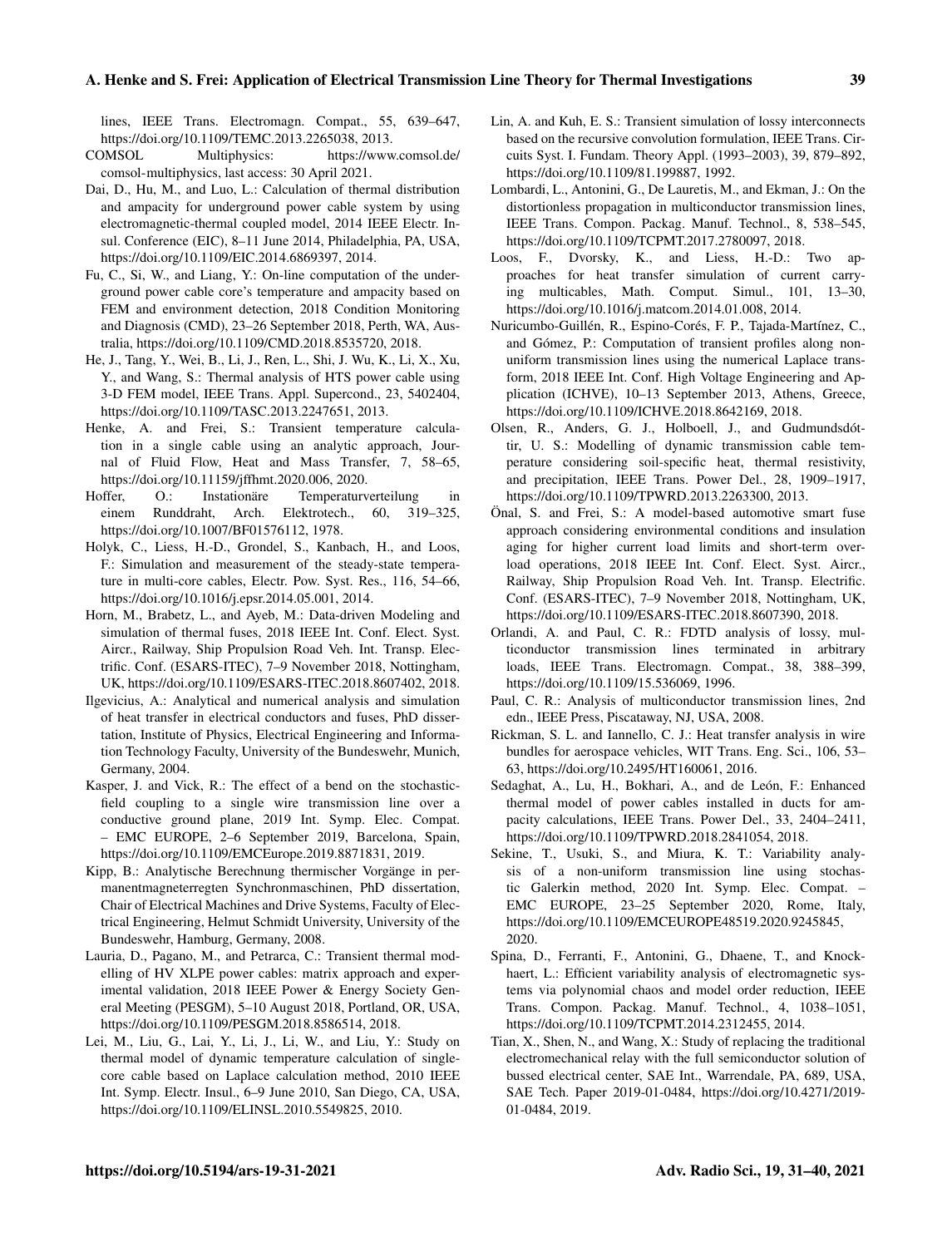lines, IEEE Trans. Electromagn. Compat., 55, 639–647, https://doi.org/10.1109/TEMC.2013.2265038, 2013.

COMSOL Multiphysics: https://www.comsol.de/comsol-multiphysics, last access: 30 April 2021.

Dai, D., Hu, M., and Luo, L.: Calculation of thermal distribution and ampacity for underground power cable system by using electromagnetic-thermal coupled model, 2014 IEEE Electr. Insul. Conference (EIC), 8–11 June 2014, Philadelphia, PA, USA, https://doi.org/10.1109/EIC.2014.6869397, 2014.

Fu, C., Si, W., and Liang, Y.: On-line computation of the underground power cable core's temperature and ampacity based on FEM and environment detection, 2018 Condition Monitoring and Diagnosis (CMD), 23–26 September 2018, Perth, WA, Australia, https://doi.org/10.1109/CMD.2018.8535720, 2018.

He, J., Tang, Y., Wei, B., Li, J., Ren, L., Shi, J. Wu, K., Li, X., Xu, Y., and Wang, S.: Thermal analysis of HTS power cable using 3-D FEM model, IEEE Trans. Appl. Supercond., 23, 5402404, https://doi.org/10.1109/TASC.2013.2247651, 2013.

Henke, A. and Frei, S.: Transient temperature calculation in a single cable using an analytic approach, Journal of Fluid Flow, Heat and Mass Transfer, 7, 58–65, https://doi.org/10.11159/jffhmt.2020.006, 2020.

Hoffer, O.: Instationäre Temperaturverteilung in einem Runddraht, Arch. Elektrotech., 60, 319–325, https://doi.org/10.1007/BF01576112, 1978.

Holyk, C., Liess, H.-D., Grondel, S., Kanbach, H., and Loos, F.: Simulation and measurement of the steady-state temperature in multi-core cables, Electr. Pow. Syst. Res., 116, 54–66, https://doi.org/10.1016/j.epsr.2014.05.001, 2014.

Horn, M., Brabetz, L., and Ayeb, M.: Data-driven Modeling and simulation of thermal fuses, 2018 IEEE Int. Conf. Elect. Syst. Aircr., Railway, Ship Propulsion Road Veh. Int. Transp. Electrific. Conf. (ESARS-ITEC), 7–9 November 2018, Nottingham, UK, https://doi.org/10.1109/ESARS-ITEC.2018.8607402, 2018.

Ilgevicius, A.: Analytical and numerical analysis and simulation of heat transfer in electrical conductors and fuses, PhD dissertation, Institute of Physics, Electrical Engineering and Information Technology Faculty, University of the Bundeswehr, Munich, Germany, 2004.

Kasper, J. and Vick, R.: The effect of a bend on the stochastic-field coupling to a single wire transmission line over a conductive ground plane, 2019 Int. Symp. Elec. Compat. – EMC EUROPE, 2–6 September 2019, Barcelona, Spain, https://doi.org/10.1109/EMCEurope.2019.8871831, 2019.

Kipp, B.: Analytische Berechnung thermischer Vorgänge in permanentmagneterregten Synchronmaschinen, PhD dissertation, Chair of Electrical Machines and Drive Systems, Faculty of Electrical Engineering, Helmut Schmidt University, University of the Bundeswehr, Hamburg, Germany, 2008.

Lauria, D., Pagano, M., and Petrarca, C.: Transient thermal modelling of HV XLPE power cables: matrix approach and experimental validation, 2018 IEEE Power & Energy Society General Meeting (PESGM), 5–10 August 2018, Portland, OR, USA, https://doi.org/10.1109/PESGM.2018.8586514, 2018.

Lei, M., Liu, G., Lai, Y., Li, J., Li, W., and Liu, Y.: Study on thermal model of dynamic temperature calculation of single-core cable based on Laplace calculation method, 2010 IEEE Int. Symp. Electr. Insul., 6–9 June 2010, San Diego, CA, USA, https://doi.org/10.1109/ELINSL.2010.5549825, 2010.

Lin, A. and Kuh, E. S.: Transient simulation of lossy interconnects based on the recursive convolution formulation, IEEE Trans. Circuits Syst. I. Fundam. Theory Appl. (1993–2003), 39, 879–892, https://doi.org/10.1109/81.199887, 1992.

Lombardi, L., Antonini, G., De Lauretis, M., and Ekman, J.: On the distortionless propagation in multiconductor transmission lines, IEEE Trans. Compon. Packag. Manuf. Technol., 8, 538–545, https://doi.org/10.1109/TCPMT.2017.2780097, 2018.

Loos, F., Dvorsky, K., and Liess, H.-D.: Two approaches for heat transfer simulation of current carrying multicables, Math. Comput. Simul., 101, 13–30, https://doi.org/10.1016/j.matcom.2014.01.008, 2014.

Nuricumbo-Guillén, R., Espino-Corés, F. P., Tajada-Martínez, C., and Gómez, P.: Computation of transient profiles along non-uniform transmission lines using the numerical Laplace transform, 2018 IEEE Int. Conf. High Voltage Engineering and Application (ICHVE), 10–13 September 2013, Athens, Greece, https://doi.org/10.1109/ICHVE.2018.8642169, 2018.

Olsen, R., Anders, G. J., Holboell, J., and Gudmundsdóttir, U. S.: Modelling of dynamic transmission cable temperature considering soil-specific heat, thermal resistivity, and precipitation, IEEE Trans. Power Del., 28, 1909–1917, https://doi.org/10.1109/TPWRD.2013.2263300, 2013.

Önal, S. and Frei, S.: A model-based automotive smart fuse approach considering environmental conditions and insulation aging for higher current load limits and short-term overload operations, 2018 IEEE Int. Conf. Elect. Syst. Aircr., Railway, Ship Propulsion Road Veh. Int. Transp. Electrific. Conf. (ESARS-ITEC), 7–9 November 2018, Nottingham, UK, https://doi.org/10.1109/ESARS-ITEC.2018.8607390, 2018.

Orlandi, A. and Paul, C. R.: FDTD analysis of lossy, multiconductor transmission lines terminated in arbitrary loads, IEEE Trans. Electromagn. Compat., 38, 388–399, https://doi.org/10.1109/15.536069, 1996.

Paul, C. R.: Analysis of multiconductor transmission lines, 2nd edn., IEEE Press, Piscataway, NJ, USA, 2008.

Rickman, S. L. and Iannello, C. J.: Heat transfer analysis in wire bundles for aerospace vehicles, WIT Trans. Eng. Sci., 106, 53–63, https://doi.org/10.2495/HT160061, 2016.

Sedaghat, A., Lu, H., Bokhari, A., and de León, F.: Enhanced thermal model of power cables installed in ducts for ampacity calculations, IEEE Trans. Power Del., 33, 2404–2411, https://doi.org/10.1109/TPWRD.2018.2841054, 2018.

Sekine, T., Usuki, S., and Miura, K. T.: Variability analysis of a non-uniform transmission line using stochastic Galerkin method, 2020 Int. Symp. Elec. Compat. – EMC EUROPE, 23–25 September 2020, Rome, Italy, https://doi.org/10.1109/EMCEUROPE48519.2020.9245845, 2020.

Spina, D., Ferranti, F., Antonini, G., Dhaene, T., and Knockhaert, L.: Efficient variability analysis of electromagnetic systems via polynomial chaos and model order reduction, IEEE Trans. Compon. Packag. Manuf. Technol., 4, 1038–1051, https://doi.org/10.1109/TCPMT.2014.2312455, 2014.

Tian, X., Shen, N., and Wang, X.: Study of replacing the traditional electromechanical relay with the full semiconductor solution of bussed electrical center, SAE Int., Warrendale, PA, 689, USA, SAE Tech. Paper 2019-01-0484, https://doi.org/10.4271/2019-01-0484, 2019.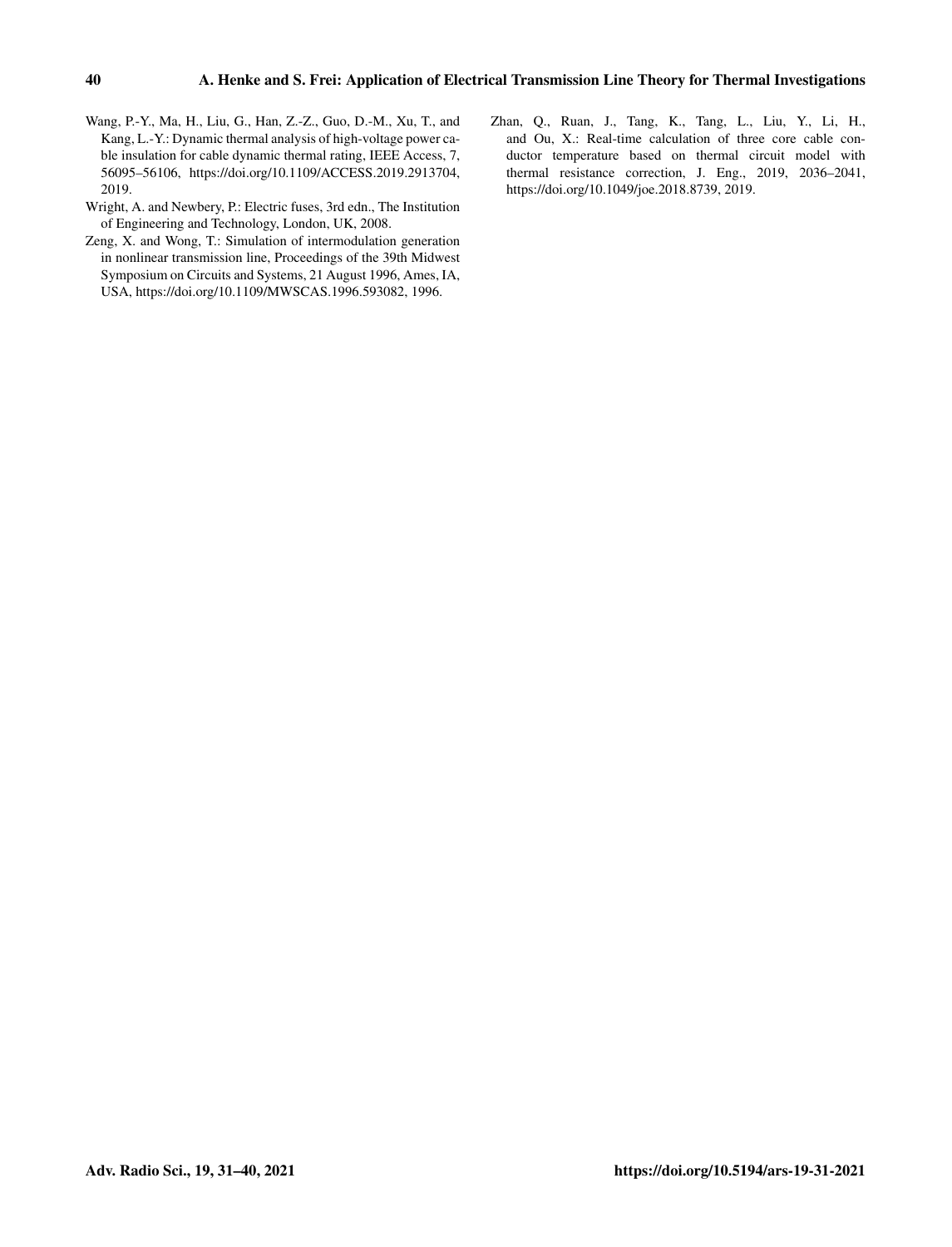Wang, P.-Y., Ma, H., Liu, G., Han, Z.-Z., Guo, D.-M., Xu, T., and Kang, L.-Y.: Dynamic thermal analysis of high-voltage power cable insulation for cable dynamic thermal rating, IEEE Access, 7, 56095–56106, https://doi.org/10.1109/ACCESS.2019.2913704, 2019.

Wright, A. and Newbery, P.: Electric fuses, 3rd edn., The Institution of Engineering and Technology, London, UK, 2008.

Zeng, X. and Wong, T.: Simulation of intermodulation generation in nonlinear transmission line, Proceedings of the 39th Midwest Symposium on Circuits and Systems, 21 August 1996, Ames, IA, USA, https://doi.org/10.1109/MWSCAS.1996.593082, 1996.

Zhan, Q., Ruan, J., Tang, K., Tang, L., Liu, Y., Li, H., and Ou, X.: Real-time calculation of three core cable conductor temperature based on thermal circuit model with thermal resistance correction, J. Eng., 2019, 2036–2041, https://doi.org/10.1049/joe.2018.8739, 2019.